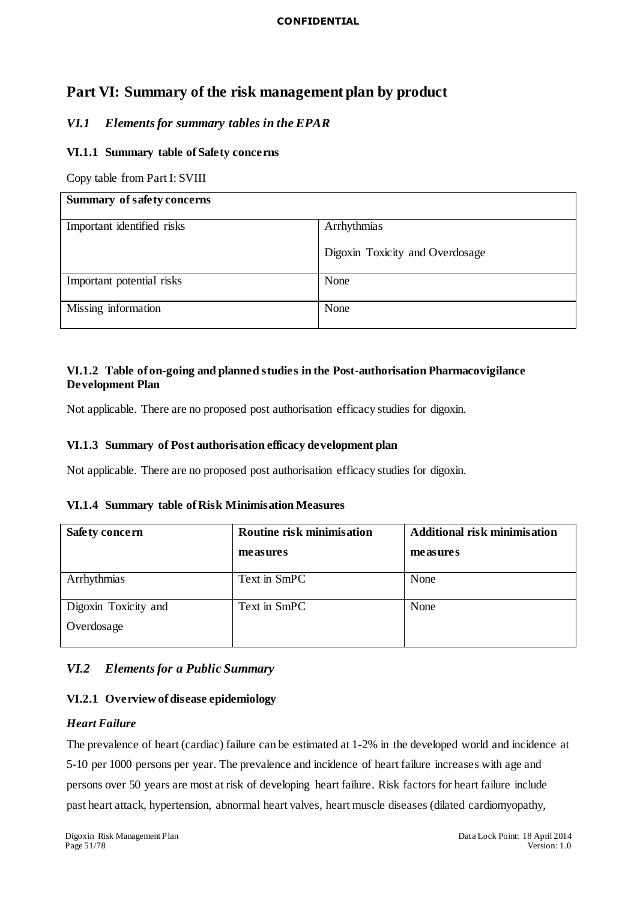# Part VI: Summary of the risk management plan by product

## *VI.1 Elements for summary tables in the EPAR*

### VI.1.1 Summary table of Safety concerns

Copy table from Part I: SVIII

| Summary of safety concerns | |
|---|---|
| Important identified risks | Arrhythmias<br><br>Digoxin Toxicity and Overdosage |
| Important potential risks | None |
| Missing information | None |

### VI.1.2 Table of on-going and planned studies in the Post-authorisation Pharmacovigilance Development Plan

Not applicable. There are no proposed post authorisation efficacy studies for digoxin.

### VI.1.3 Summary of Post authorisation efficacy development plan

Not applicable. There are no proposed post authorisation efficacy studies for digoxin.

### VI.1.4 Summary table of Risk Minimisation Measures

| Safety concern | Routine risk minimisation measures | Additional risk minimisation measures |
|---|---|---|
| Arrhythmias | Text in SmPC | None |
| Digoxin Toxicity and Overdosage | Text in SmPC | None |

## *VI.2 Elements for a Public Summary*

### VI.2.1 Overview of disease epidemiology

#### *Heart Failure*

The prevalence of heart (cardiac) failure can be estimated at 1-2% in the developed world and incidence at 5-10 per 1000 persons per year. The prevalence and incidence of heart failure increases with age and persons over 50 years are most at risk of developing heart failure. Risk factors for heart failure include past heart attack, hypertension, abnormal heart valves, heart muscle diseases (dilated cardiomyopathy,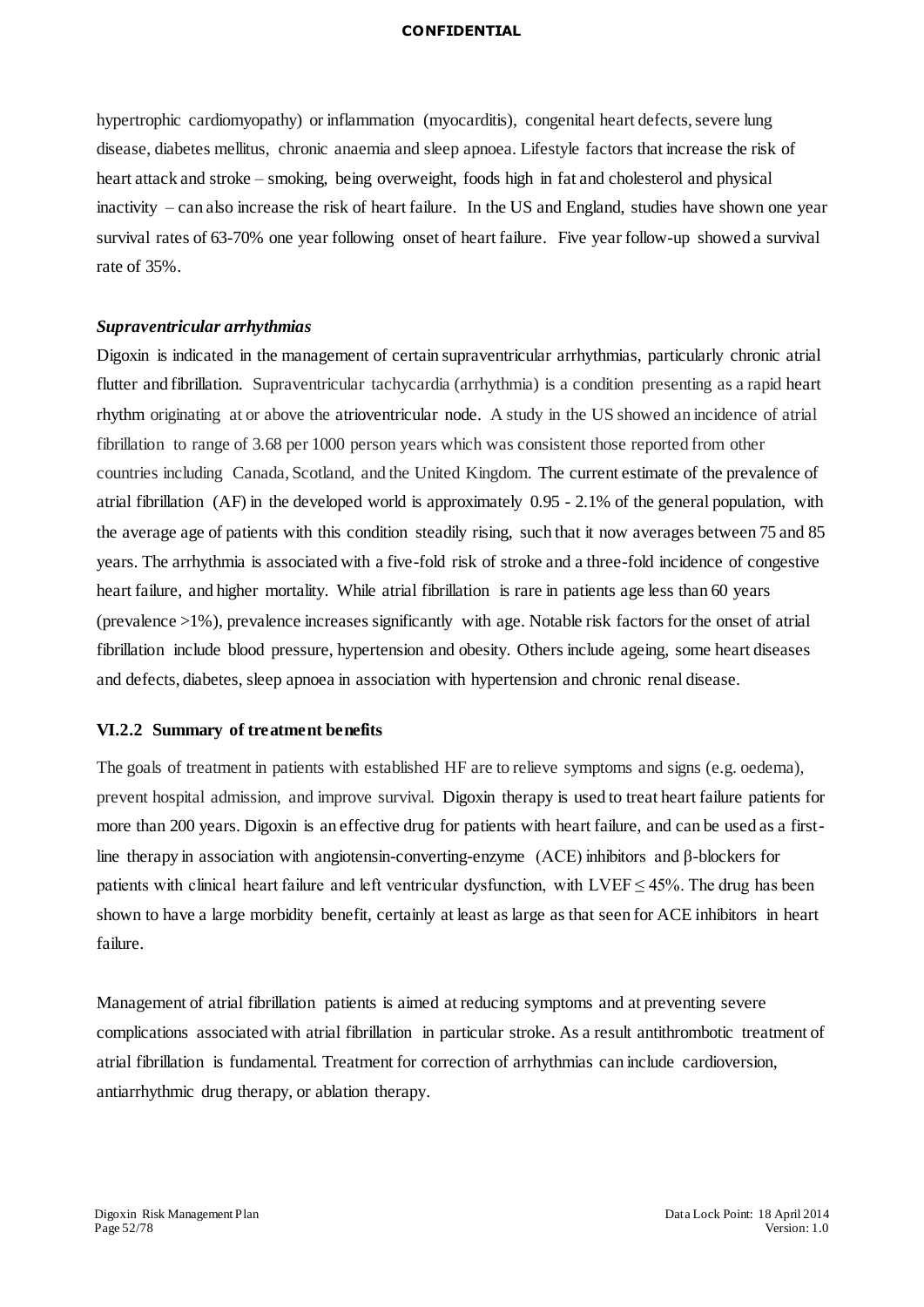hypertrophic cardiomyopathy) or inflammation (myocarditis), congenital heart defects, severe lung disease, diabetes mellitus, chronic anaemia and sleep apnoea. Lifestyle factors that increase the risk of heart attack and stroke – smoking, being overweight, foods high in fat and cholesterol and physical inactivity – can also increase the risk of heart failure. In the US and England, studies have shown one year survival rates of 63-70% one year following onset of heart failure. Five year follow-up showed a survival rate of 35%.

### *Supraventricular arrhythmias*

Digoxin is indicated in the management of certain supraventricular arrhythmias, particularly chronic atrial flutter and fibrillation. Supraventricular tachycardia (arrhythmia) is a condition presenting as a rapid heart rhythm originating at or above the atrioventricular node. A study in the US showed an incidence of atrial fibrillation to range of 3.68 per 1000 person years which was consistent those reported from other countries including Canada, Scotland, and the United Kingdom. The current estimate of the prevalence of atrial fibrillation (AF) in the developed world is approximately 0.95 - 2.1% of the general population, with the average age of patients with this condition steadily rising, such that it now averages between 75 and 85 years. The arrhythmia is associated with a five-fold risk of stroke and a three-fold incidence of congestive heart failure, and higher mortality. While atrial fibrillation is rare in patients age less than 60 years (prevalence >1%), prevalence increases significantly with age. Notable risk factors for the onset of atrial fibrillation include blood pressure, hypertension and obesity. Others include ageing, some heart diseases and defects, diabetes, sleep apnoea in association with hypertension and chronic renal disease.

### VI.2.2 Summary of treatment benefits

The goals of treatment in patients with established HF are to relieve symptoms and signs (e.g. oedema), prevent hospital admission, and improve survival. Digoxin therapy is used to treat heart failure patients for more than 200 years. Digoxin is an effective drug for patients with heart failure, and can be used as a first-line therapy in association with angiotensin-converting-enzyme (ACE) inhibitors and β-blockers for patients with clinical heart failure and left ventricular dysfunction, with LVEF ≤ 45%. The drug has been shown to have a large morbidity benefit, certainly at least as large as that seen for ACE inhibitors in heart failure.

Management of atrial fibrillation patients is aimed at reducing symptoms and at preventing severe complications associated with atrial fibrillation in particular stroke. As a result antithrombotic treatment of atrial fibrillation is fundamental. Treatment for correction of arrhythmias can include cardioversion, antiarrhythmic drug therapy, or ablation therapy.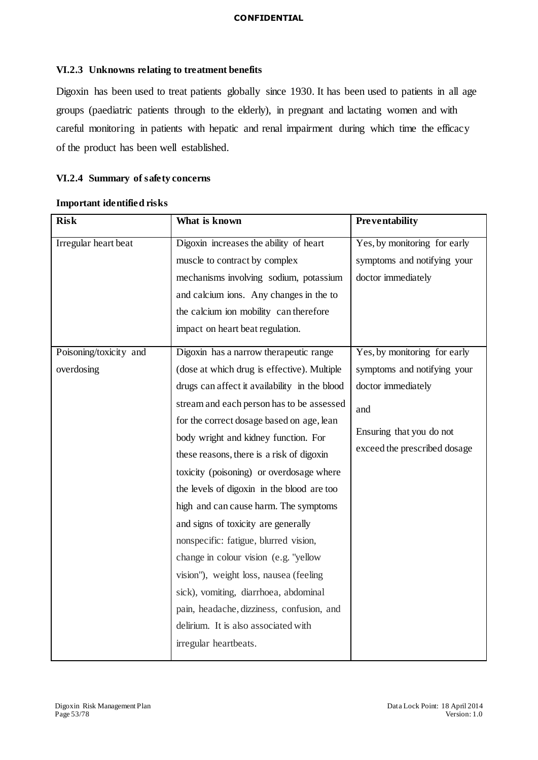### VI.2.3 Unknowns relating to treatment benefits

Digoxin has been used to treat patients globally since 1930. It has been used to patients in all age groups (paediatric patients through to the elderly), in pregnant and lactating women and with careful monitoring in patients with hepatic and renal impairment during which time the efficacy of the product has been well established.

### VI.2.4 Summary of safety concerns

**Important identified risks**

| Risk | What is known | Preventability |
|---|---|---|
| Irregular heart beat | Digoxin increases the ability of heart muscle to contract by complex mechanisms involving sodium, potassium and calcium ions. Any changes in the to the calcium ion mobility can therefore impact on heart beat regulation. | Yes, by monitoring for early symptoms and notifying your doctor immediately |
| Poisoning/toxicity and overdosing | Digoxin has a narrow therapeutic range (dose at which drug is effective). Multiple drugs can affect it availability in the blood stream and each person has to be assessed for the correct dosage based on age, lean body wright and kidney function. For these reasons, there is a risk of digoxin toxicity (poisoning) or overdosage where the levels of digoxin in the blood are too high and can cause harm. The symptoms and signs of toxicity are generally nonspecific: fatigue, blurred vision, change in colour vision (e.g. "yellow vision"), weight loss, nausea (feeling sick), vomiting, diarrhoea, abdominal pain, headache, dizziness, confusion, and delirium. It is also associated with irregular heartbeats. | Yes, by monitoring for early symptoms and notifying your doctor immediately<br><br>and<br><br>Ensuring that you do not exceed the prescribed dosage |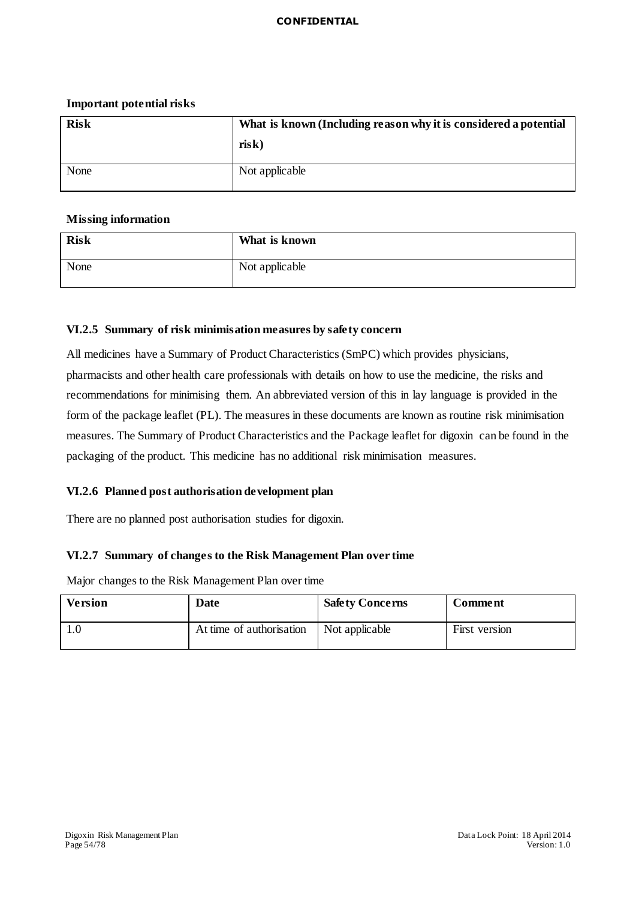**Important potential risks**

| Risk | What is known (Including reason why it is considered a potential risk) |
| --- | --- |
| None | Not applicable |

**Missing information**

| Risk | What is known |
| --- | --- |
| None | Not applicable |

### VI.2.5 Summary of risk minimisation measures by safety concern

All medicines have a Summary of Product Characteristics (SmPC) which provides physicians, pharmacists and other health care professionals with details on how to use the medicine, the risks and recommendations for minimising them. An abbreviated version of this in lay language is provided in the form of the package leaflet (PL). The measures in these documents are known as routine risk minimisation measures. The Summary of Product Characteristics and the Package leaflet for digoxin can be found in the packaging of the product. This medicine has no additional risk minimisation measures.

### VI.2.6 Planned post authorisation development plan

There are no planned post authorisation studies for digoxin.

### VI.2.7 Summary of changes to the Risk Management Plan over time

Major changes to the Risk Management Plan over time

| Version | Date | Safety Concerns | Comment |
| --- | --- | --- | --- |
| 1.0 | At time of authorisation | Not applicable | First version |